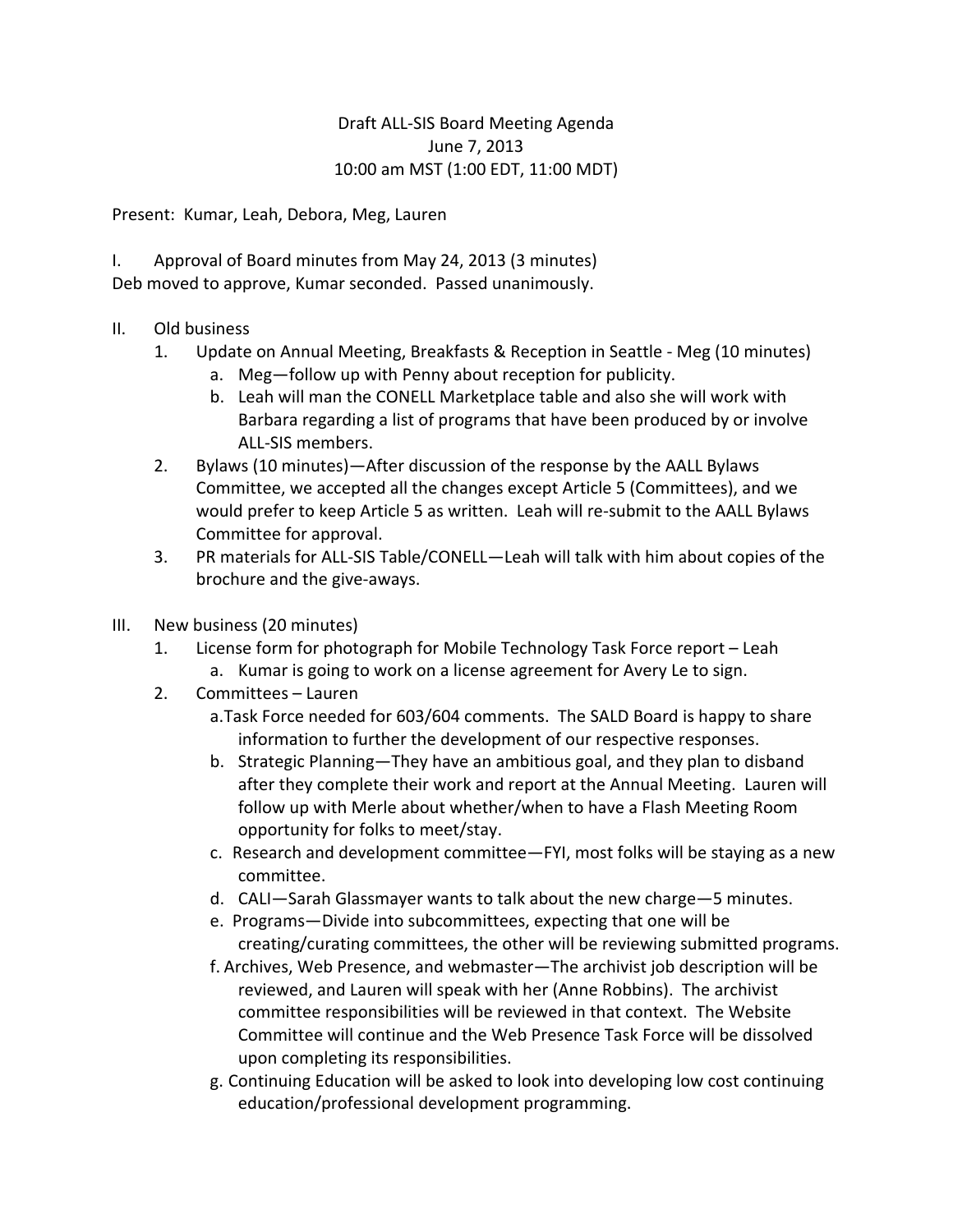Draft ALL-SIS Board Meeting Agenda
June 7, 2013
10:00 am MST (1:00 EDT, 11:00 MDT)

Present: Kumar, Leah, Debora, Meg, Lauren

I. Approval of Board minutes from May 24, 2013 (3 minutes)
Deb moved to approve, Kumar seconded. Passed unanimously.

II. Old business

1. Update on Annual Meeting, Breakfasts & Reception in Seattle - Meg (10 minutes)
   a. Meg—follow up with Penny about reception for publicity.
   b. Leah will man the CONELL Marketplace table and also she will work with Barbara regarding a list of programs that have been produced by or involve ALL-SIS members.
2. Bylaws (10 minutes)—After discussion of the response by the AALL Bylaws Committee, we accepted all the changes except Article 5 (Committees), and we would prefer to keep Article 5 as written. Leah will re-submit to the AALL Bylaws Committee for approval.
3. PR materials for ALL-SIS Table/CONELL—Leah will talk with him about copies of the brochure and the give-aways.

III. New business (20 minutes)

1. License form for photograph for Mobile Technology Task Force report – Leah
   a. Kumar is going to work on a license agreement for Avery Le to sign.
2. Committees – Lauren
   a. Task Force needed for 603/604 comments. The SALD Board is happy to share information to further the development of our respective responses.
   b. Strategic Planning—They have an ambitious goal, and they plan to disband after they complete their work and report at the Annual Meeting. Lauren will follow up with Merle about whether/when to have a Flash Meeting Room opportunity for folks to meet/stay.
   c. Research and development committee—FYI, most folks will be staying as a new committee.
   d. CALI—Sarah Glassmayer wants to talk about the new charge—5 minutes.
   e. Programs—Divide into subcommittees, expecting that one will be creating/curating committees, the other will be reviewing submitted programs.
   f. Archives, Web Presence, and webmaster—The archivist job description will be reviewed, and Lauren will speak with her (Anne Robbins). The archivist committee responsibilities will be reviewed in that context. The Website Committee will continue and the Web Presence Task Force will be dissolved upon completing its responsibilities.
   g. Continuing Education will be asked to look into developing low cost continuing education/professional development programming.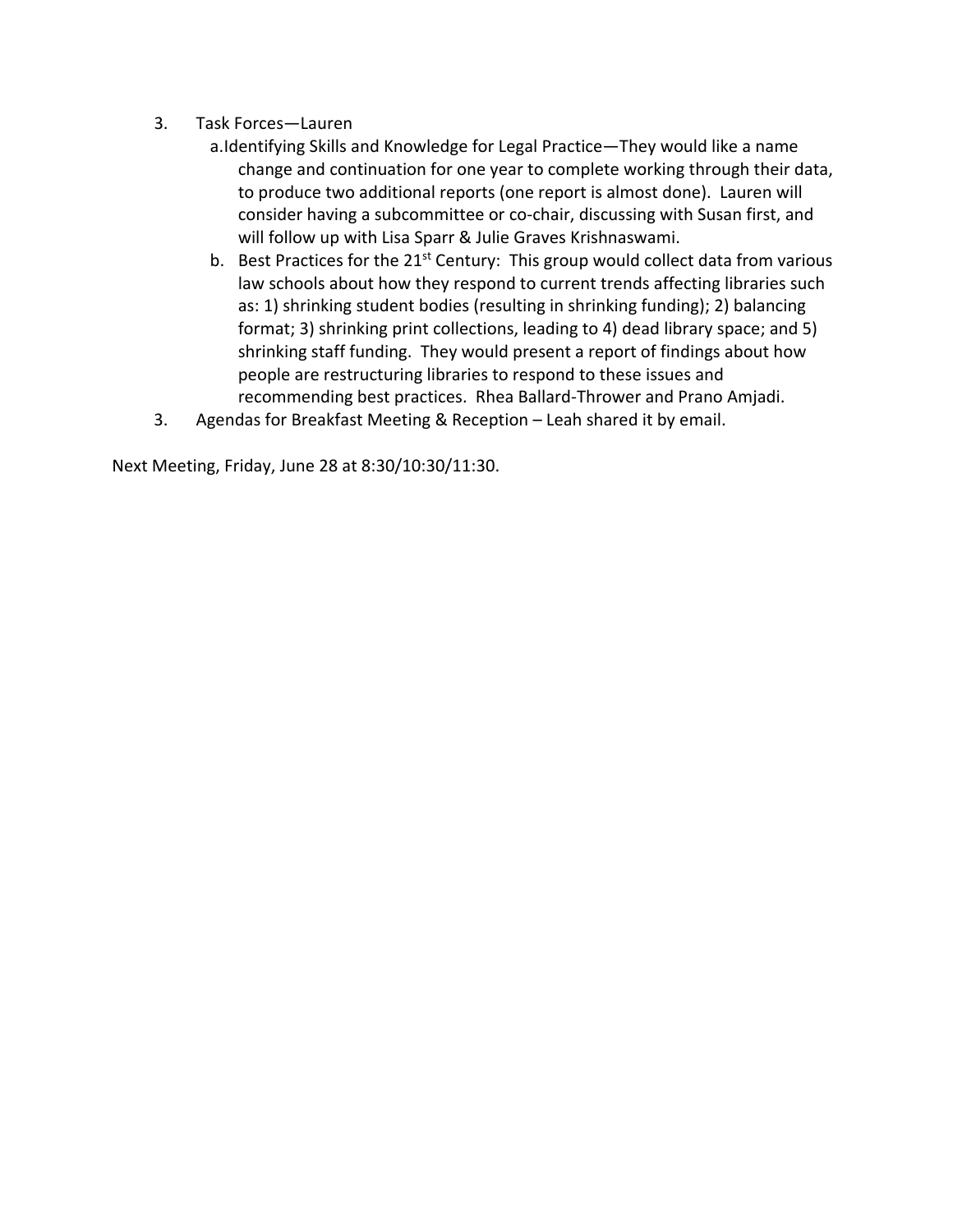3. Task Forces—Lauren
   a. Identifying Skills and Knowledge for Legal Practice—They would like a name change and continuation for one year to complete working through their data, to produce two additional reports (one report is almost done). Lauren will consider having a subcommittee or co-chair, discussing with Susan first, and will follow up with Lisa Sparr & Julie Graves Krishnaswami.
   b. Best Practices for the 21st Century: This group would collect data from various law schools about how they respond to current trends affecting libraries such as: 1) shrinking student bodies (resulting in shrinking funding); 2) balancing format; 3) shrinking print collections, leading to 4) dead library space; and 5) shrinking staff funding. They would present a report of findings about how people are restructuring libraries to respond to these issues and recommending best practices. Rhea Ballard-Thrower and Prano Amjadi.
3. Agendas for Breakfast Meeting & Reception – Leah shared it by email.

Next Meeting, Friday, June 28 at 8:30/10:30/11:30.